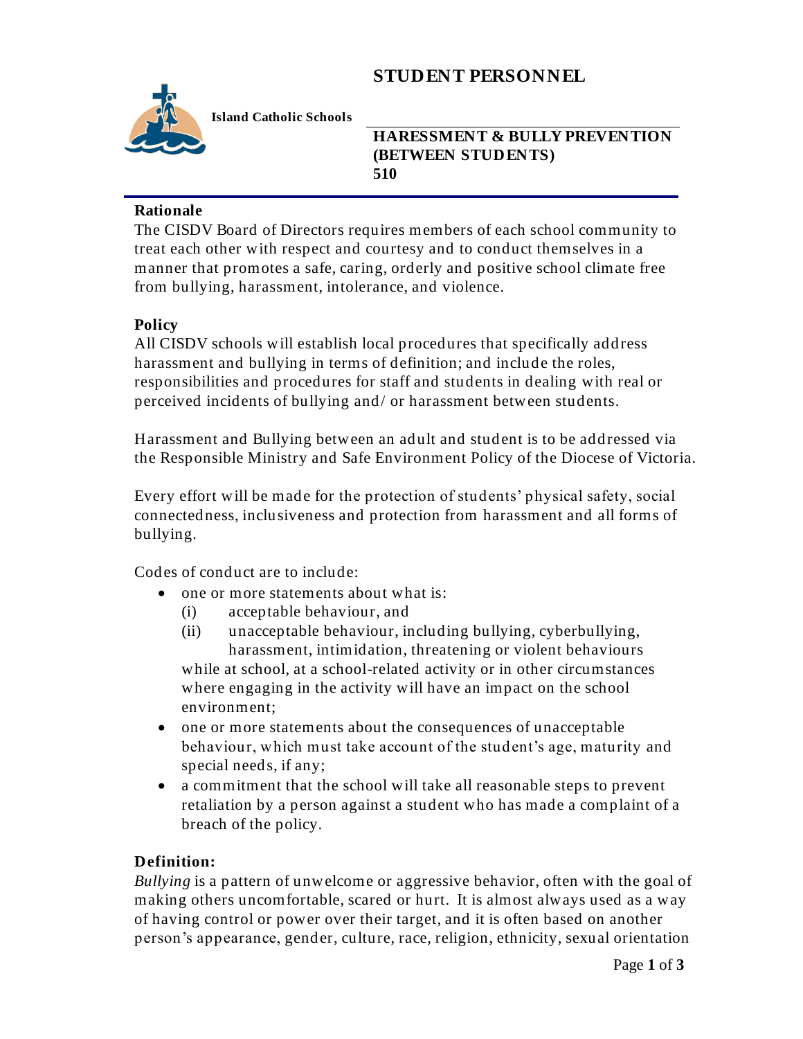# STUDENT PERSONNEL

**Island Catholic Schools**

## HARESSMENT & BULLY PREVENTION (BETWEEN STUDENTS) 510

### Rationale

The CISDV Board of Directors requires members of each school community to treat each other with respect and courtesy and to conduct themselves in a manner that promotes a safe, caring, orderly and positive school climate free from bullying, harassment, intolerance, and violence.

### Policy

All CISDV schools will establish local procedures that specifically address harassment and bullying in terms of definition; and include the roles, responsibilities and procedures for staff and students in dealing with real or perceived incidents of bullying and/ or harassment between students.

Harassment and Bullying between an adult and student is to be addressed via the Responsible Ministry and Safe Environment Policy of the Diocese of Victoria.

Every effort will be made for the protection of students' physical safety, social connectedness, inclusiveness and protection from harassment and all forms of bullying.

Codes of conduct are to include:

- one or more statements about what is:
  - (i) acceptable behaviour, and
  - (ii) unacceptable behaviour, including bullying, cyberbullying, harassment, intimidation, threatening or violent behaviours

  while at school, at a school-related activity or in other circumstances where engaging in the activity will have an impact on the school environment;
- one or more statements about the consequences of unacceptable behaviour, which must take account of the student's age, maturity and special needs, if any;
- a commitment that the school will take all reasonable steps to prevent retaliation by a person against a student who has made a complaint of a breach of the policy.

### Definition:

*Bullying* is a pattern of unwelcome or aggressive behavior, often with the goal of making others uncomfortable, scared or hurt. It is almost always used as a way of having control or power over their target, and it is often based on another person's appearance, gender, culture, race, religion, ethnicity, sexual orientation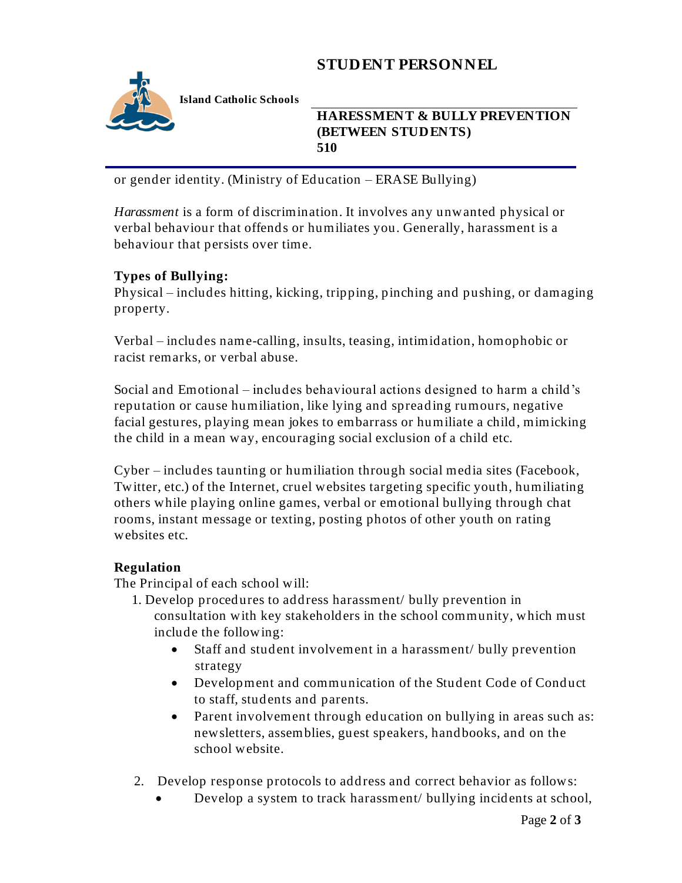or gender identity. (Ministry of Education – ERASE Bullying)

*Harassment* is a form of discrimination. It involves any unwanted physical or verbal behaviour that offends or humiliates you. Generally, harassment is a behaviour that persists over time.

**Types of Bullying:**

Physical – includes hitting, kicking, tripping, pinching and pushing, or damaging property.

Verbal – includes name-calling, insults, teasing, intimidation, homophobic or racist remarks, or verbal abuse.

Social and Emotional – includes behavioural actions designed to harm a child's reputation or cause humiliation, like lying and spreading rumours, negative facial gestures, playing mean jokes to embarrass or humiliate a child, mimicking the child in a mean way, encouraging social exclusion of a child etc.

Cyber – includes taunting or humiliation through social media sites (Facebook, Twitter, etc.) of the Internet, cruel websites targeting specific youth, humiliating others while playing online games, verbal or emotional bullying through chat rooms, instant message or texting, posting photos of other youth on rating websites etc.

**Regulation**

The Principal of each school will:

1. Develop procedures to address harassment/ bully prevention in consultation with key stakeholders in the school community, which must include the following:
    - Staff and student involvement in a harassment/ bully prevention strategy
    - Development and communication of the Student Code of Conduct to staff, students and parents.
    - Parent involvement through education on bullying in areas such as: newsletters, assemblies, guest speakers, handbooks, and on the school website.

2. Develop response protocols to address and correct behavior as follows:
    - Develop a system to track harassment/ bullying incidents at school,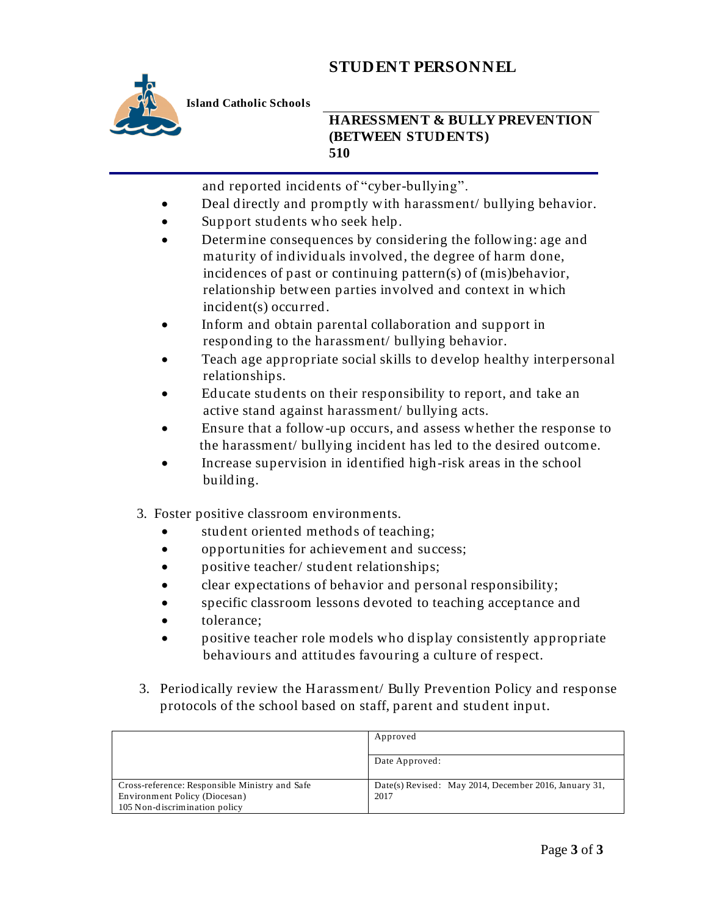and reported incidents of "cyber-bullying".

- Deal directly and promptly with harassment/ bullying behavior.
- Support students who seek help.
- Determine consequences by considering the following: age and maturity of individuals involved, the degree of harm done, incidences of past or continuing pattern(s) of (mis)behavior, relationship between parties involved and context in which incident(s) occurred.
- Inform and obtain parental collaboration and support in responding to the harassment/ bullying behavior.
- Teach age appropriate social skills to develop healthy interpersonal relationships.
- Educate students on their responsibility to report, and take an active stand against harassment/ bullying acts.
- Ensure that a follow-up occurs, and assess whether the response to the harassment/ bullying incident has led to the desired outcome.
- Increase supervision in identified high-risk areas in the school building.

3. Foster positive classroom environments.
   - student oriented methods of teaching;
   - opportunities for achievement and success;
   - positive teacher/ student relationships;
   - clear expectations of behavior and personal responsibility;
   - specific classroom lessons devoted to teaching acceptance and
   - tolerance;
   - positive teacher role models who display consistently appropriate behaviours and attitudes favouring a culture of respect.

3. Periodically review the Harassment/ Bully Prevention Policy and response protocols of the school based on staff, parent and student input.

| | |
|---|---|
| | Approved |
| | Date Approved: |
| Cross-reference: Responsible Ministry and Safe Environment Policy (Diocesan)<br>105 Non-discrimination policy | Date(s) Revised: May 2014, December 2016, January 31, 2017 |